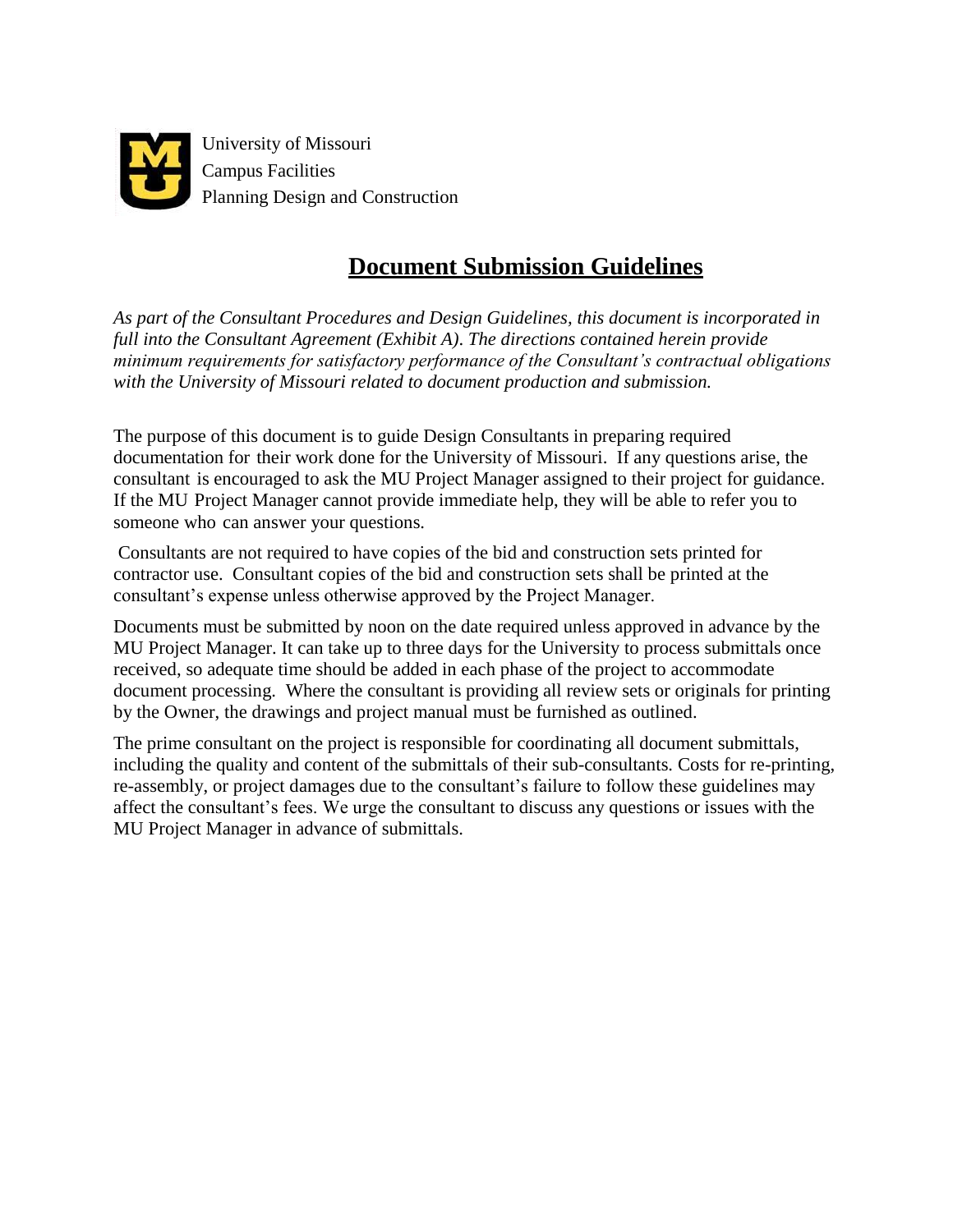University of Missouri
Campus Facilities
Planning Design and Construction

# Document Submission Guidelines

*As part of the Consultant Procedures and Design Guidelines, this document is incorporated in full into the Consultant Agreement (Exhibit A). The directions contained herein provide minimum requirements for satisfactory performance of the Consultant's contractual obligations with the University of Missouri related to document production and submission.*

The purpose of this document is to guide Design Consultants in preparing required documentation for their work done for the University of Missouri. If any questions arise, the consultant is encouraged to ask the MU Project Manager assigned to their project for guidance. If the MU Project Manager cannot provide immediate help, they will be able to refer you to someone who can answer your questions.

Consultants are not required to have copies of the bid and construction sets printed for contractor use. Consultant copies of the bid and construction sets shall be printed at the consultant's expense unless otherwise approved by the Project Manager.

Documents must be submitted by noon on the date required unless approved in advance by the MU Project Manager. It can take up to three days for the University to process submittals once received, so adequate time should be added in each phase of the project to accommodate document processing. Where the consultant is providing all review sets or originals for printing by the Owner, the drawings and project manual must be furnished as outlined.

The prime consultant on the project is responsible for coordinating all document submittals, including the quality and content of the submittals of their sub-consultants. Costs for re-printing, re-assembly, or project damages due to the consultant's failure to follow these guidelines may affect the consultant's fees. We urge the consultant to discuss any questions or issues with the MU Project Manager in advance of submittals.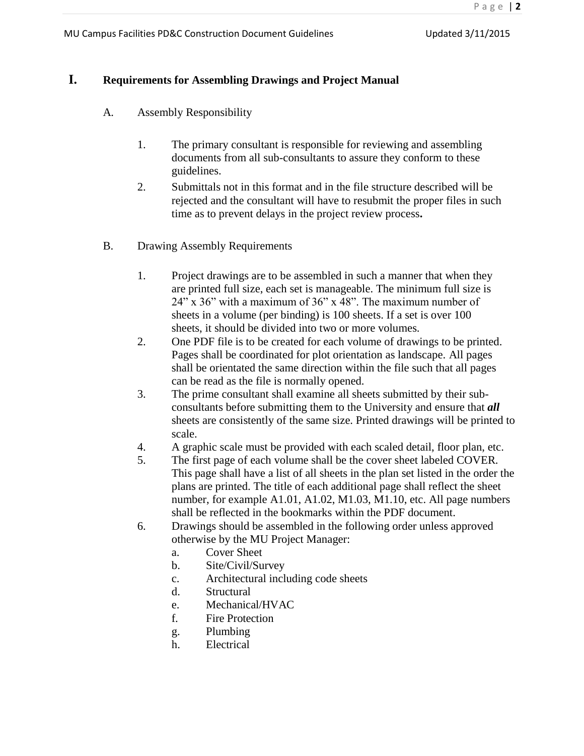# I. Requirements for Assembling Drawings and Project Manual

A. Assembly Responsibility

1. The primary consultant is responsible for reviewing and assembling documents from all sub-consultants to assure they conform to these guidelines.
2. Submittals not in this format and in the file structure described will be rejected and the consultant will have to resubmit the proper files in such time as to prevent delays in the project review process**.**

B. Drawing Assembly Requirements

1. Project drawings are to be assembled in such a manner that when they are printed full size, each set is manageable. The minimum full size is 24" x 36" with a maximum of 36" x 48". The maximum number of sheets in a volume (per binding) is 100 sheets. If a set is over 100 sheets, it should be divided into two or more volumes.
2. One PDF file is to be created for each volume of drawings to be printed. Pages shall be coordinated for plot orientation as landscape. All pages shall be orientated the same direction within the file such that all pages can be read as the file is normally opened.
3. The prime consultant shall examine all sheets submitted by their sub-consultants before submitting them to the University and ensure that ***all*** sheets are consistently of the same size. Printed drawings will be printed to scale.
4. A graphic scale must be provided with each scaled detail, floor plan, etc.
5. The first page of each volume shall be the cover sheet labeled COVER. This page shall have a list of all sheets in the plan set listed in the order the plans are printed. The title of each additional page shall reflect the sheet number, for example A1.01, A1.02, M1.03, M1.10, etc. All page numbers shall be reflected in the bookmarks within the PDF document.
6. Drawings should be assembled in the following order unless approved otherwise by the MU Project Manager:
   a. Cover Sheet
   b. Site/Civil/Survey
   c. Architectural including code sheets
   d. Structural
   e. Mechanical/HVAC
   f. Fire Protection
   g. Plumbing
   h. Electrical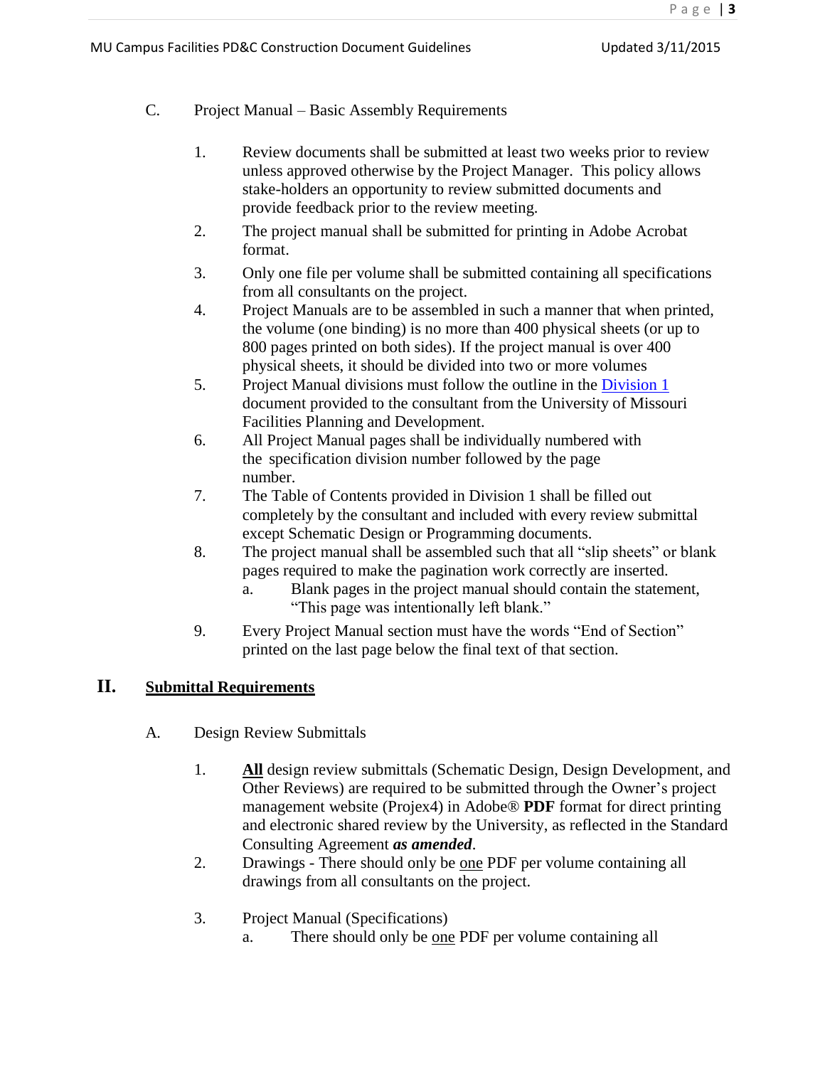C. Project Manual – Basic Assembly Requirements

1. Review documents shall be submitted at least two weeks prior to review unless approved otherwise by the Project Manager. This policy allows stake-holders an opportunity to review submitted documents and provide feedback prior to the review meeting.
2. The project manual shall be submitted for printing in Adobe Acrobat format.
3. Only one file per volume shall be submitted containing all specifications from all consultants on the project.
4. Project Manuals are to be assembled in such a manner that when printed, the volume (one binding) is no more than 400 physical sheets (or up to 800 pages printed on both sides). If the project manual is over 400 physical sheets, it should be divided into two or more volumes
5. Project Manual divisions must follow the outline in the Division 1 document provided to the consultant from the University of Missouri Facilities Planning and Development.
6. All Project Manual pages shall be individually numbered with the specification division number followed by the page number.
7. The Table of Contents provided in Division 1 shall be filled out completely by the consultant and included with every review submittal except Schematic Design or Programming documents.
8. The project manual shall be assembled such that all "slip sheets" or blank pages required to make the pagination work correctly are inserted.
   a. Blank pages in the project manual should contain the statement, "This page was intentionally left blank."
9. Every Project Manual section must have the words "End of Section" printed on the last page below the final text of that section.

## II. Submittal Requirements

A. Design Review Submittals

1. **All** design review submittals (Schematic Design, Design Development, and Other Reviews) are required to be submitted through the Owner's project management website (Projex4) in Adobe® **PDF** format for direct printing and electronic shared review by the University, as reflected in the Standard Consulting Agreement ***as amended***.
2. Drawings - There should only be one PDF per volume containing all drawings from all consultants on the project.
3. Project Manual (Specifications)
   a. There should only be one PDF per volume containing all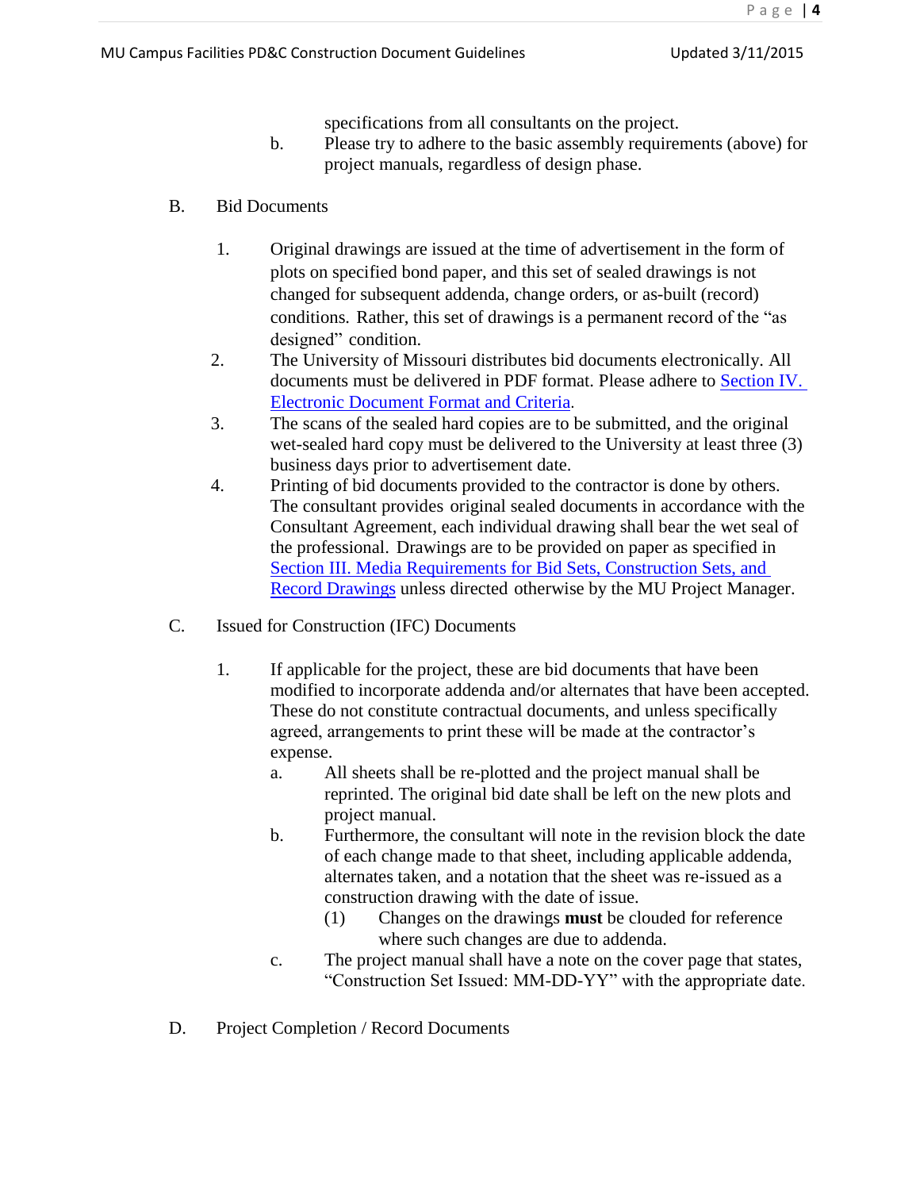specifications from all consultants on the project.

   b. Please try to adhere to the basic assembly requirements (above) for project manuals, regardless of design phase.

B. Bid Documents

1. Original drawings are issued at the time of advertisement in the form of plots on specified bond paper, and this set of sealed drawings is not changed for subsequent addenda, change orders, or as-built (record) conditions. Rather, this set of drawings is a permanent record of the "as designed" condition.
2. The University of Missouri distributes bid documents electronically. All documents must be delivered in PDF format. Please adhere to Section IV. Electronic Document Format and Criteria.
3. The scans of the sealed hard copies are to be submitted, and the original wet-sealed hard copy must be delivered to the University at least three (3) business days prior to advertisement date.
4. Printing of bid documents provided to the contractor is done by others. The consultant provides original sealed documents in accordance with the Consultant Agreement, each individual drawing shall bear the wet seal of the professional. Drawings are to be provided on paper as specified in Section III. Media Requirements for Bid Sets, Construction Sets, and Record Drawings unless directed otherwise by the MU Project Manager.

C. Issued for Construction (IFC) Documents

1. If applicable for the project, these are bid documents that have been modified to incorporate addenda and/or alternates that have been accepted. These do not constitute contractual documents, and unless specifically agreed, arrangements to print these will be made at the contractor's expense.
   a. All sheets shall be re-plotted and the project manual shall be reprinted. The original bid date shall be left on the new plots and project manual.
   b. Furthermore, the consultant will note in the revision block the date of each change made to that sheet, including applicable addenda, alternates taken, and a notation that the sheet was re-issued as a construction drawing with the date of issue.
      (1) Changes on the drawings **must** be clouded for reference where such changes are due to addenda.
   c. The project manual shall have a note on the cover page that states, "Construction Set Issued: MM-DD-YY" with the appropriate date.

D. Project Completion / Record Documents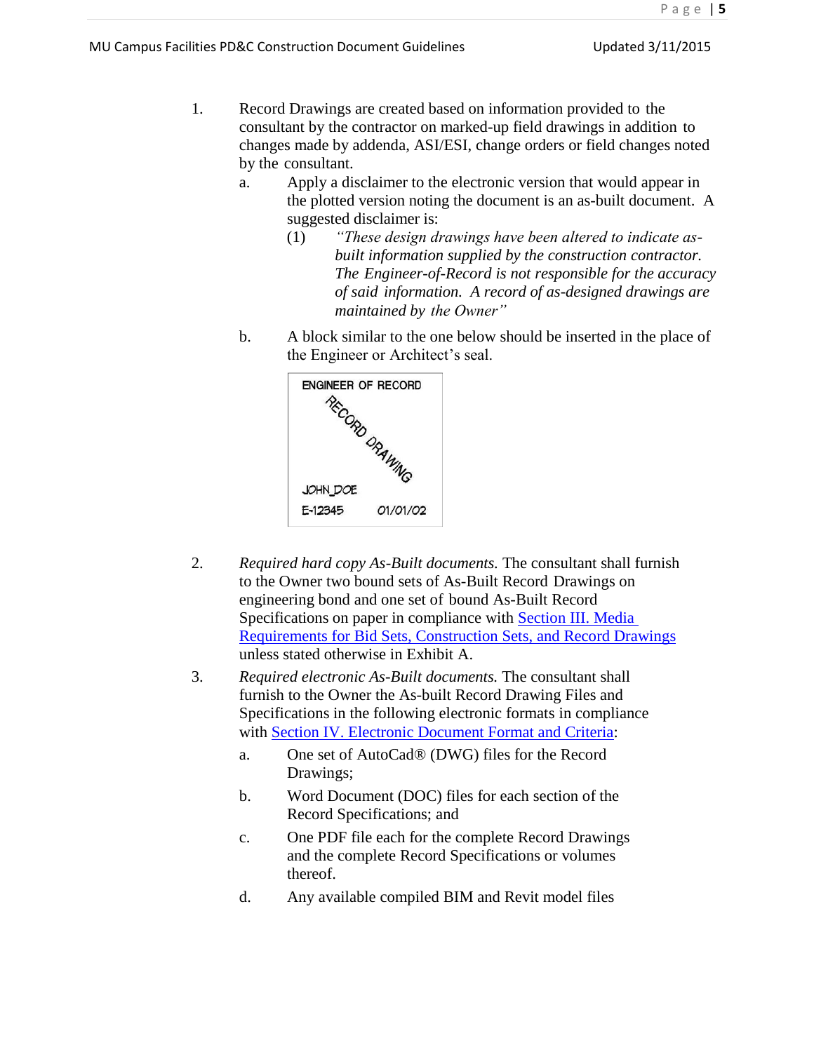1. Record Drawings are created based on information provided to the consultant by the contractor on marked-up field drawings in addition to changes made by addenda, ASI/ESI, change orders or field changes noted by the consultant.

   a. Apply a disclaimer to the electronic version that would appear in the plotted version noting the document is an as-built document. A suggested disclaimer is:

      (1) *"These design drawings have been altered to indicate as-built information supplied by the construction contractor. The Engineer-of-Record is not responsible for the accuracy of said information. A record of as-designed drawings are maintained by the Owner"*

   b. A block similar to the one below should be inserted in the place of the Engineer or Architect's seal.

      ENGINEER OF RECORD
      RECORD DRAWING
      JOHN_DOE
      E-12345 01/01/02

2. *Required hard copy As-Built documents.* The consultant shall furnish to the Owner two bound sets of As-Built Record Drawings on engineering bond and one set of bound As-Built Record Specifications on paper in compliance with Section III. Media Requirements for Bid Sets, Construction Sets, and Record Drawings unless stated otherwise in Exhibit A.

3. *Required electronic As-Built documents.* The consultant shall furnish to the Owner the As-built Record Drawing Files and Specifications in the following electronic formats in compliance with Section IV. Electronic Document Format and Criteria:

   a. One set of AutoCad® (DWG) files for the Record Drawings;

   b. Word Document (DOC) files for each section of the Record Specifications; and

   c. One PDF file each for the complete Record Drawings and the complete Record Specifications or volumes thereof.

   d. Any available compiled BIM and Revit model files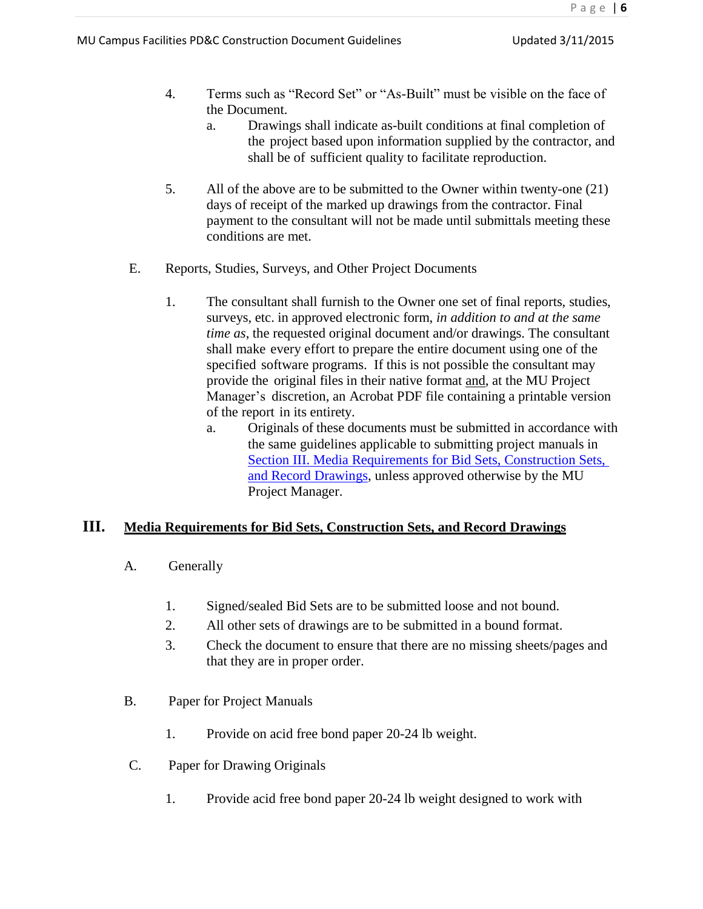4. Terms such as "Record Set" or "As-Built" must be visible on the face of the Document.
   a. Drawings shall indicate as-built conditions at final completion of the project based upon information supplied by the contractor, and shall be of sufficient quality to facilitate reproduction.

5. All of the above are to be submitted to the Owner within twenty-one (21) days of receipt of the marked up drawings from the contractor. Final payment to the consultant will not be made until submittals meeting these conditions are met.

E. Reports, Studies, Surveys, and Other Project Documents

1. The consultant shall furnish to the Owner one set of final reports, studies, surveys, etc. in approved electronic form, *in addition to and at the same time as*, the requested original document and/or drawings. The consultant shall make every effort to prepare the entire document using one of the specified software programs. If this is not possible the consultant may provide the original files in their native format <u>and</u>, at the MU Project Manager's discretion, an Acrobat PDF file containing a printable version of the report in its entirety.
   a. Originals of these documents must be submitted in accordance with the same guidelines applicable to submitting project manuals in Section III. Media Requirements for Bid Sets, Construction Sets, and Record Drawings, unless approved otherwise by the MU Project Manager.

## III. Media Requirements for Bid Sets, Construction Sets, and Record Drawings

A. Generally

1. Signed/sealed Bid Sets are to be submitted loose and not bound.
2. All other sets of drawings are to be submitted in a bound format.
3. Check the document to ensure that there are no missing sheets/pages and that they are in proper order.

B. Paper for Project Manuals

1. Provide on acid free bond paper 20-24 lb weight.

C. Paper for Drawing Originals

1. Provide acid free bond paper 20-24 lb weight designed to work with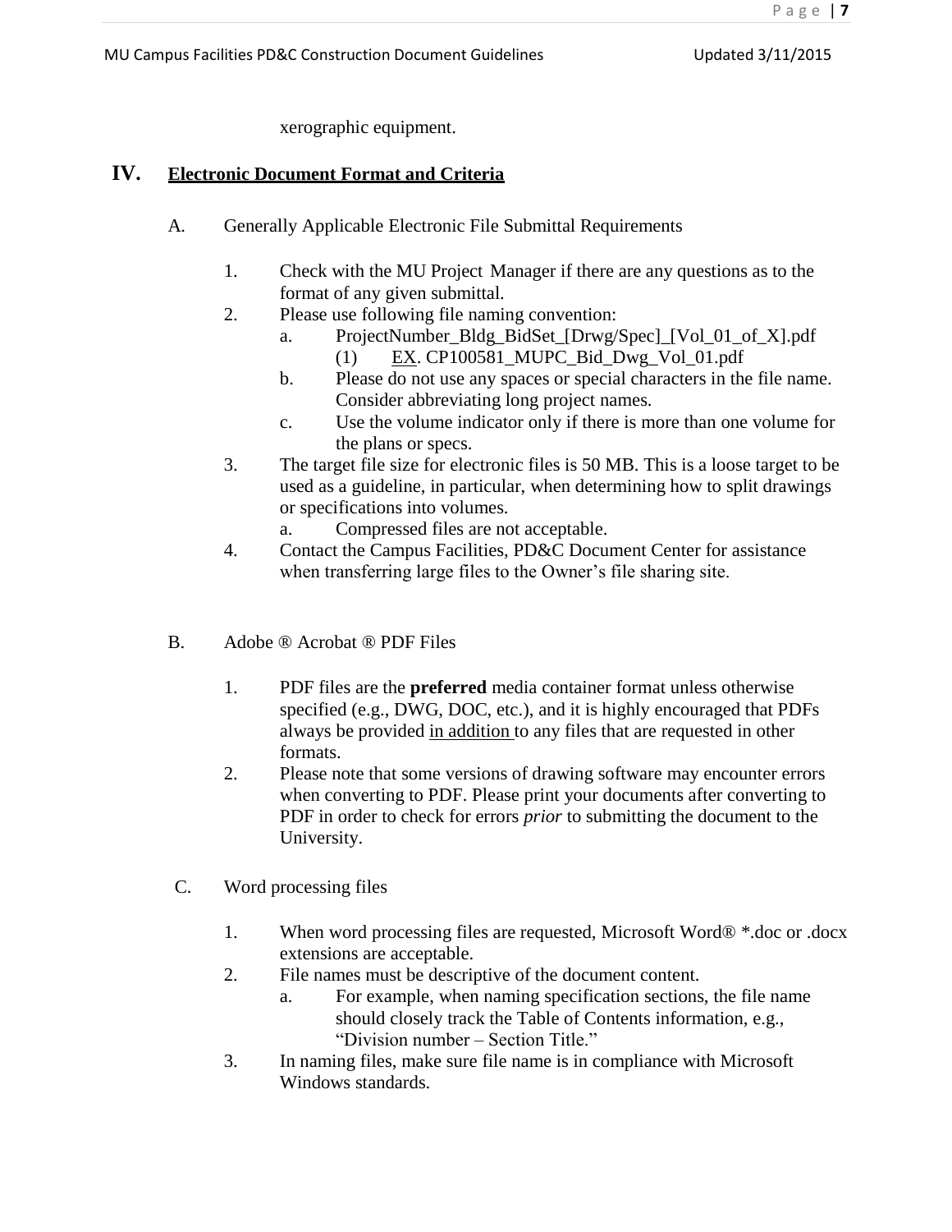xerographic equipment.

## IV. **Electronic Document Format and Criteria**

A. Generally Applicable Electronic File Submittal Requirements

1. Check with the MU Project Manager if there are any questions as to the format of any given submittal.
2. Please use following file naming convention:
   a. ProjectNumber_Bldg_BidSet_[Drwg/Spec]_[Vol_01_of_X].pdf
      (1) EX. CP100581_MUPC_Bid_Dwg_Vol_01.pdf
   b. Please do not use any spaces or special characters in the file name. Consider abbreviating long project names.
   c. Use the volume indicator only if there is more than one volume for the plans or specs.
3. The target file size for electronic files is 50 MB. This is a loose target to be used as a guideline, in particular, when determining how to split drawings or specifications into volumes.
   a. Compressed files are not acceptable.
4. Contact the Campus Facilities, PD&C Document Center for assistance when transferring large files to the Owner's file sharing site.

B. Adobe ® Acrobat ® PDF Files

1. PDF files are the **preferred** media container format unless otherwise specified (e.g., DWG, DOC, etc.), and it is highly encouraged that PDFs always be provided in addition to any files that are requested in other formats.
2. Please note that some versions of drawing software may encounter errors when converting to PDF. Please print your documents after converting to PDF in order to check for errors *prior* to submitting the document to the University.

C. Word processing files

1. When word processing files are requested, Microsoft Word® *.doc or .docx extensions are acceptable.
2. File names must be descriptive of the document content.
   a. For example, when naming specification sections, the file name should closely track the Table of Contents information, e.g., "Division number – Section Title."
3. In naming files, make sure file name is in compliance with Microsoft Windows standards.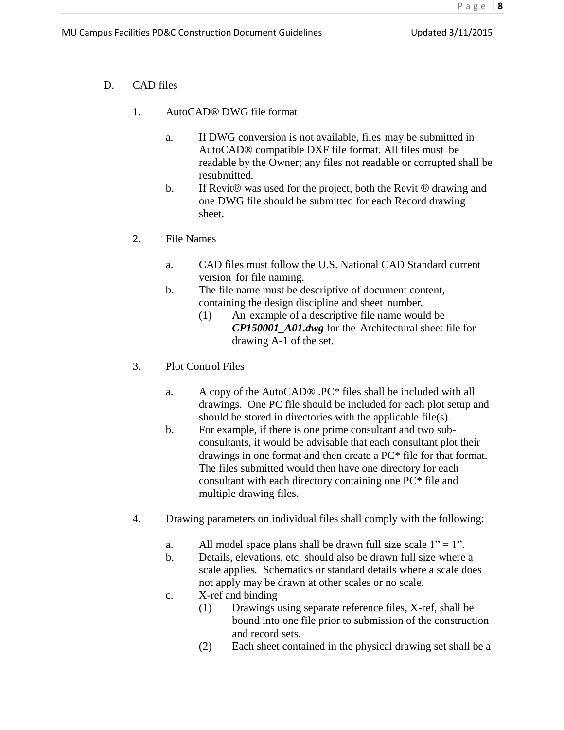D. CAD files

1. AutoCAD® DWG file format

   a. If DWG conversion is not available, files may be submitted in AutoCAD® compatible DXF file format. All files must be readable by the Owner; any files not readable or corrupted shall be resubmitted.

   b. If Revit® was used for the project, both the Revit ® drawing and one DWG file should be submitted for each Record drawing sheet.

2. File Names

   a. CAD files must follow the U.S. National CAD Standard current version for file naming.

   b. The file name must be descriptive of document content, containing the design discipline and sheet number.

      (1) An example of a descriptive file name would be ***CP150001_A01.dwg*** for the Architectural sheet file for drawing A-1 of the set.

3. Plot Control Files

   a. A copy of the AutoCAD® .PC* files shall be included with all drawings. One PC file should be included for each plot setup and should be stored in directories with the applicable file(s).

   b. For example, if there is one prime consultant and two sub-consultants, it would be advisable that each consultant plot their drawings in one format and then create a PC* file for that format. The files submitted would then have one directory for each consultant with each directory containing one PC* file and multiple drawing files.

4. Drawing parameters on individual files shall comply with the following:

   a. All model space plans shall be drawn full size scale 1" = 1".

   b. Details, elevations, etc. should also be drawn full size where a scale applies. Schematics or standard details where a scale does not apply may be drawn at other scales or no scale.

   c. X-ref and binding

      (1) Drawings using separate reference files, X-ref, shall be bound into one file prior to submission of the construction and record sets.

      (2) Each sheet contained in the physical drawing set shall be a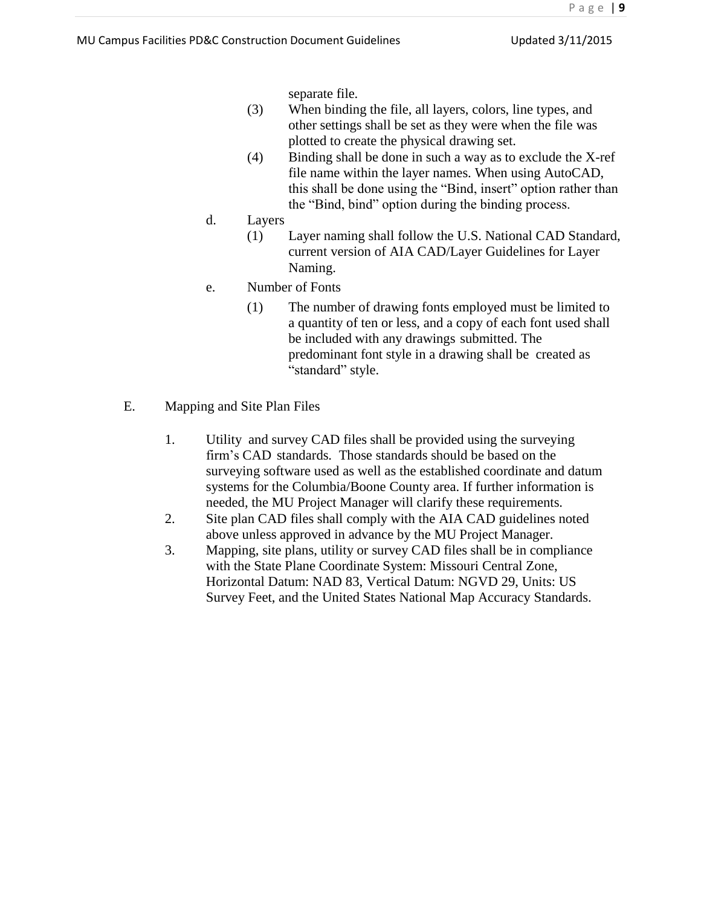separate file.

(3) When binding the file, all layers, colors, line types, and other settings shall be set as they were when the file was plotted to create the physical drawing set.

(4) Binding shall be done in such a way as to exclude the X-ref file name within the layer names. When using AutoCAD, this shall be done using the "Bind, insert" option rather than the "Bind, bind" option during the binding process.

d. Layers

(1) Layer naming shall follow the U.S. National CAD Standard, current version of AIA CAD/Layer Guidelines for Layer Naming.

e. Number of Fonts

(1) The number of drawing fonts employed must be limited to a quantity of ten or less, and a copy of each font used shall be included with any drawings submitted. The predominant font style in a drawing shall be created as "standard" style.

E. Mapping and Site Plan Files

1. Utility and survey CAD files shall be provided using the surveying firm's CAD standards. Those standards should be based on the surveying software used as well as the established coordinate and datum systems for the Columbia/Boone County area. If further information is needed, the MU Project Manager will clarify these requirements.
2. Site plan CAD files shall comply with the AIA CAD guidelines noted above unless approved in advance by the MU Project Manager.
3. Mapping, site plans, utility or survey CAD files shall be in compliance with the State Plane Coordinate System: Missouri Central Zone, Horizontal Datum: NAD 83, Vertical Datum: NGVD 29, Units: US Survey Feet, and the United States National Map Accuracy Standards.